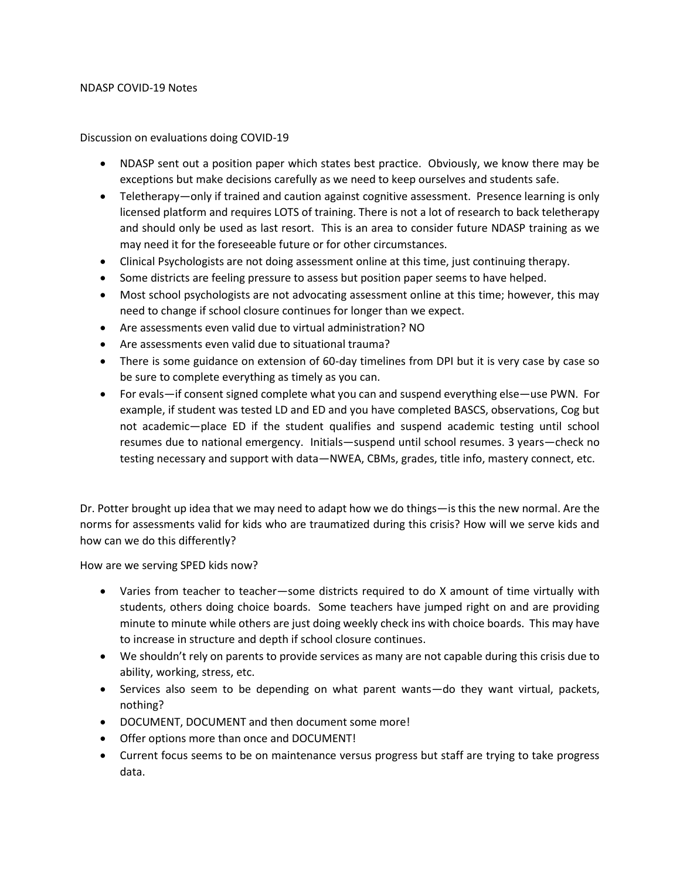NDASP COVID-19 Notes

Discussion on evaluations doing COVID-19

- NDASP sent out a position paper which states best practice. Obviously, we know there may be exceptions but make decisions carefully as we need to keep ourselves and students safe.
- Teletherapy—only if trained and caution against cognitive assessment. Presence learning is only licensed platform and requires LOTS of training. There is not a lot of research to back teletherapy and should only be used as last resort. This is an area to consider future NDASP training as we may need it for the foreseeable future or for other circumstances.
- Clinical Psychologists are not doing assessment online at this time, just continuing therapy.
- Some districts are feeling pressure to assess but position paper seems to have helped.
- Most school psychologists are not advocating assessment online at this time; however, this may need to change if school closure continues for longer than we expect.
- Are assessments even valid due to virtual administration? NO
- Are assessments even valid due to situational trauma?
- There is some guidance on extension of 60-day timelines from DPI but it is very case by case so be sure to complete everything as timely as you can.
- For evals—if consent signed complete what you can and suspend everything else—use PWN. For example, if student was tested LD and ED and you have completed BASCS, observations, Cog but not academic—place ED if the student qualifies and suspend academic testing until school resumes due to national emergency. Initials—suspend until school resumes. 3 years—check no testing necessary and support with data—NWEA, CBMs, grades, title info, mastery connect, etc.

Dr. Potter brought up idea that we may need to adapt how we do things—is this the new normal. Are the norms for assessments valid for kids who are traumatized during this crisis? How will we serve kids and how can we do this differently?

How are we serving SPED kids now?

- Varies from teacher to teacher—some districts required to do X amount of time virtually with students, others doing choice boards. Some teachers have jumped right on and are providing minute to minute while others are just doing weekly check ins with choice boards. This may have to increase in structure and depth if school closure continues.
- We shouldn't rely on parents to provide services as many are not capable during this crisis due to ability, working, stress, etc.
- Services also seem to be depending on what parent wants—do they want virtual, packets, nothing?
- DOCUMENT, DOCUMENT and then document some more!
- Offer options more than once and DOCUMENT!
- Current focus seems to be on maintenance versus progress but staff are trying to take progress data.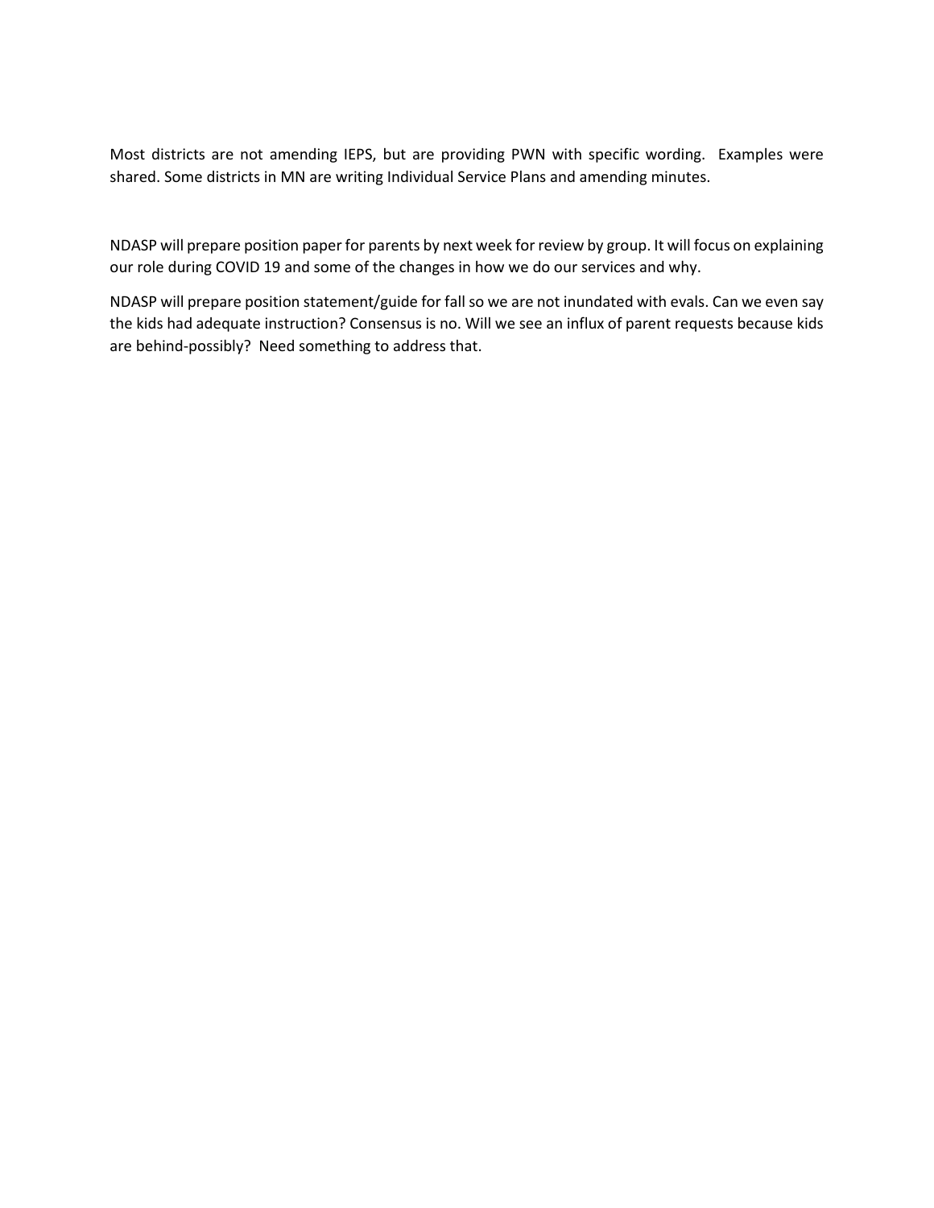Most districts are not amending IEPS, but are providing PWN with specific wording. Examples were shared. Some districts in MN are writing Individual Service Plans and amending minutes.

NDASP will prepare position paper for parents by next week for review by group. It will focus on explaining our role during COVID 19 and some of the changes in how we do our services and why.

NDASP will prepare position statement/guide for fall so we are not inundated with evals. Can we even say the kids had adequate instruction? Consensus is no. Will we see an influx of parent requests because kids are behind-possibly? Need something to address that.